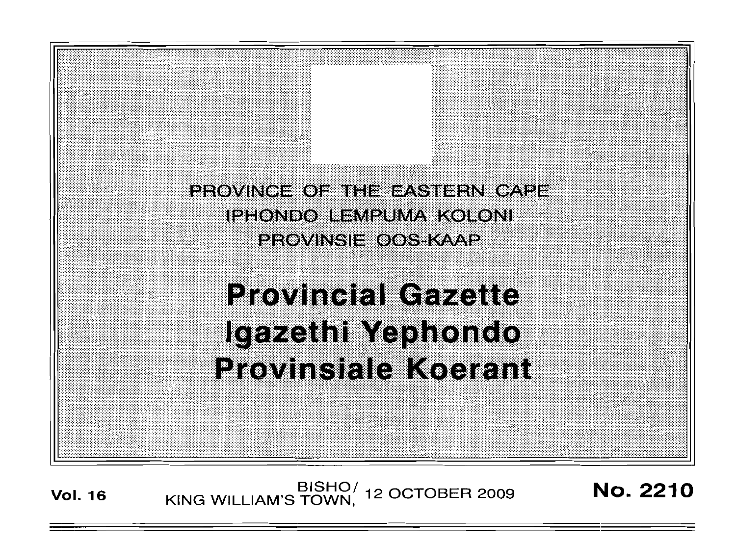PROVINCE OF THE EASTERN CAPE
IPHONDO LEMPUMA KOLONI
PROVINSIE OOS-KAAP

# Provincial Gazette
# Igazethi Yephondo
# Provinsiale Koerant

**Vol. 16** BISHO/ KING WILLIAM'S TOWN, 12 OCTOBER 2009 **No. 2210**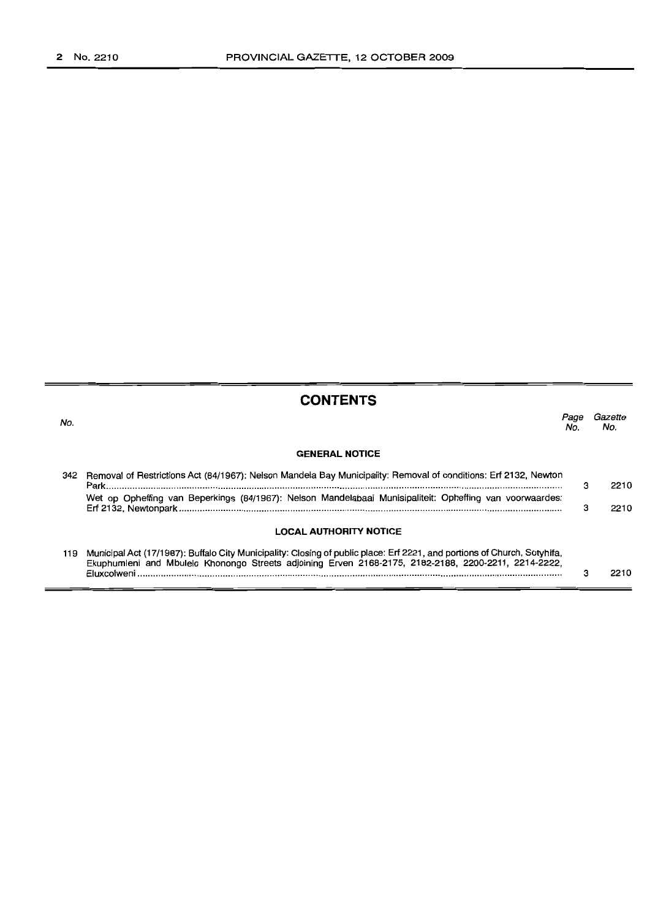## CONTENTS

| No. | | Page No. | Gazette No. |
|---|---|---|---|
| | **GENERAL NOTICE** | | |
| 342 | Removal of Restrictions Act (84/1967): Nelson Mandela Bay Municipality: Removal of conditions: Erf 2132, Newton Park | 3 | 2210 |
| | Wet op Opheffing van Beperkings (84/1967): Nelson Mandelabaai Munisipaliteit: Opheffing van voorwaardes: Erf 2132, Newtonpark | 3 | 2210 |
| | **LOCAL AUTHORITY NOTICE** | | |
| 119 | Municipal Act (17/1987): Buffalo City Municipality: Closing of public place: Erf 2221, and portions of Church, Sotyhifa, Ekuphumleni and Mbulelo Khonongo Streets adjoining Erven 2168-2175, 2182-2188, 2200-2211, 2214-2222, Eluxcolweni | 3 | 2210 |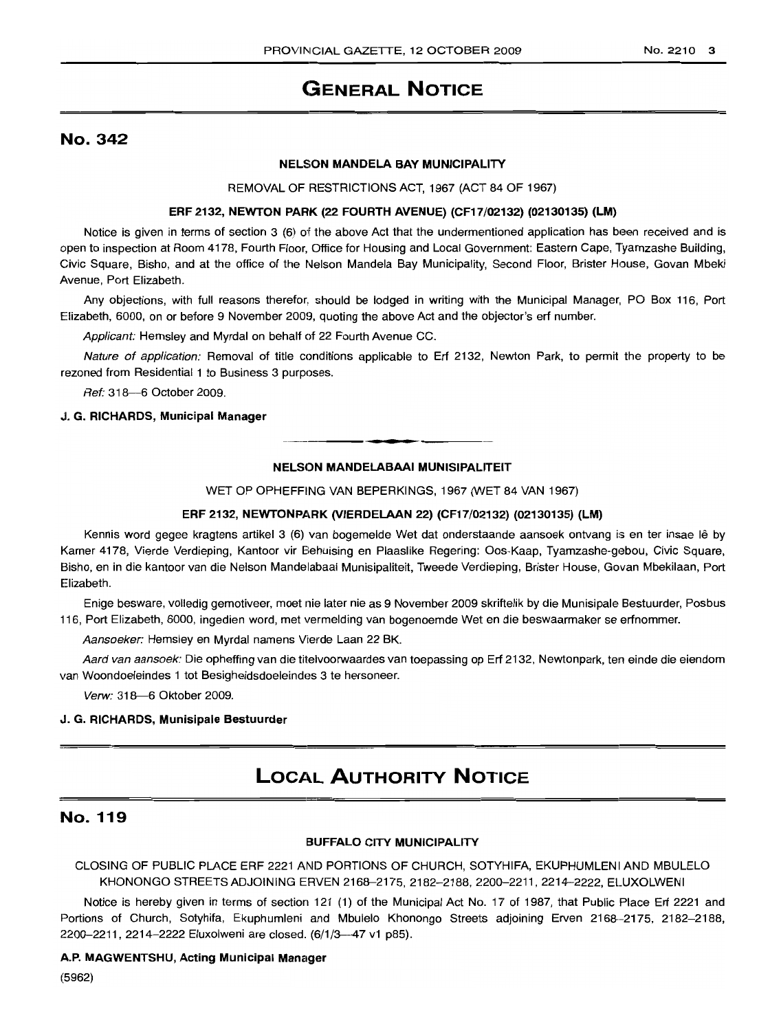# GENERAL NOTICE

## No. 342

**NELSON MANDELA BAY MUNICIPALITY**

REMOVAL OF RESTRICTIONS ACT, 1967 (ACT 84 OF 1967)

**ERF 2132, NEWTON PARK (22 FOURTH AVENUE) (CF17/02132) (02130135) (LM)**

Notice is given in terms of section 3 (6) of the above Act that the undermentioned application has been received and is open to inspection at Room 4178, Fourth Floor, Office for Housing and Local Government: Eastern Cape, Tyamzashe Building, Civic Square, Bisho, and at the office of the Nelson Mandela Bay Municipality, Second Floor, Brister House, Govan Mbeki Avenue, Port Elizabeth.

Any objections, with full reasons therefor, should be lodged in writing with the Municipal Manager, PO Box 116, Port Elizabeth, 6000, on or before 9 November 2009, quoting the above Act and the objector's erf number.

*Applicant:* Hemsley and Myrdal on behalf of 22 Fourth Avenue CC.

*Nature of application:* Removal of title conditions applicable to Erf 2132, Newton Park, to permit the property to be rezoned from Residential 1 to Business 3 purposes.

*Ref:* 318—6 October 2009.

**J. G. RICHARDS, Municipal Manager**

---

**NELSON MANDELABAAI MUNISIPALITEIT**

WET OP OPHEFFING VAN BEPERKINGS, 1967 (WET 84 VAN 1967)

**ERF 2132, NEWTONPARK (VIERDELAAN 22) (CF17/02132) (02130135) (LM)**

Kennis word gegee kragtens artikel 3 (6) van bogemelde Wet dat onderstaande aansoek ontvang is en ter insae lê by Kamer 4178, Vierde Verdieping, Kantoor vir Behuising en Plaaslike Regering: Oos-Kaap, Tyamzashe-gebou, Civic Square, Bisho, en in die kantoor van die Nelson Mandelabaai Munisipaliteit, Tweede Verdieping, Brister House, Govan Mbekilaan, Port Elizabeth.

Enige besware, volledig gemotiveer, moet nie later nie as 9 November 2009 skriftelik by die Munisipale Bestuurder, Posbus 116, Port Elizabeth, 6000, ingedien word, met vermelding van bogenoemde Wet en die beswaarmaker se erfnommer.

*Aansoeker:* Hemsley en Myrdal namens Vierde Laan 22 BK.

*Aard van aansoek:* Die opheffing van die titelvoorwaardes van toepassing op Erf 2132, Newtonpark, ten einde die eiendom van Woondoeleindes 1 tot Besigheidsdoeleindes 3 te hersoneer.

*Verw:* 318—6 Oktober 2009.

**J. G. RICHARDS, Munisipale Bestuurder**

# LOCAL AUTHORITY NOTICE

## No. 119

**BUFFALO CITY MUNICIPALITY**

CLOSING OF PUBLIC PLACE ERF 2221 AND PORTIONS OF CHURCH, SOTYHIFA, EKUPHUMLENI AND MBULELO KHONONGO STREETS ADJOINING ERVEN 2168–2175, 2182–2188, 2200–2211, 2214–2222, ELUXOLWENI

Notice is hereby given in terms of section 121 (1) of the Municipal Act No. 17 of 1987, that Public Place Erf 2221 and Portions of Church, Sotyhifa, Ekuphumleni and Mbulelo Khonongo Streets adjoining Erven 2168–2175, 2182–2188, 2200–2211, 2214–2222 Eluxolweni are closed. (6/1/3—47 v1 p85).

**A.P. MAGWENTSHU, Acting Municipal Manager**

(5962)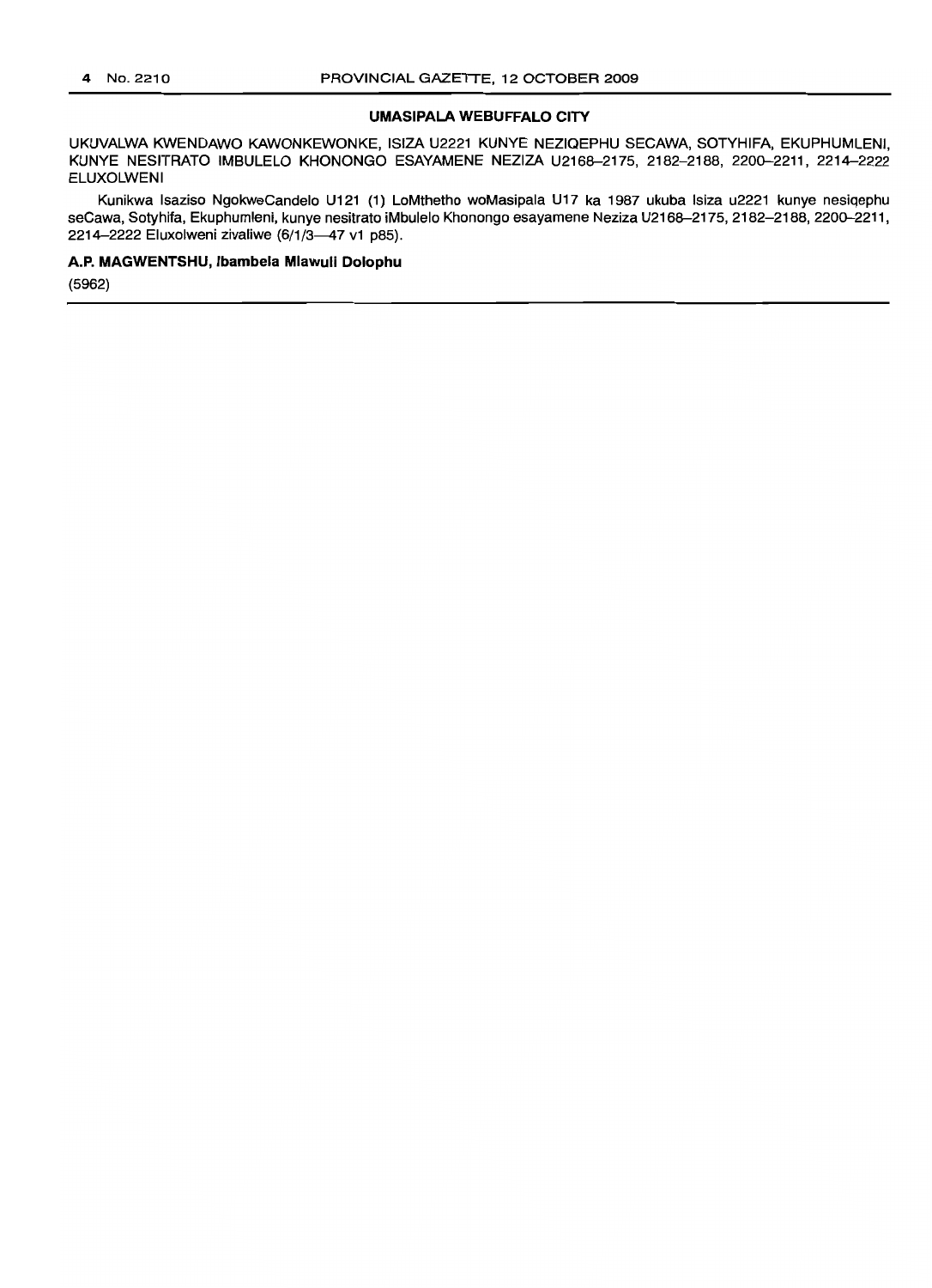## UMASIPALA WEBUFFALO CITY

UKUVALWA KWENDAWO KAWONKEWONKE, ISIZA U2221 KUNYE NEZIQEPHU SECAWA, SOTYHIFA, EKUPHUMLENI, KUNYE NESITRATO IMBULELO KHONONGO ESAYAMENE NEZIZA U2168–2175, 2182–2188, 2200–2211, 2214–2222 ELUXOLWENI

Kunikwa Isaziso NgokweCandelo U121 (1) LoMthetho woMasipala U17 ka 1987 ukuba Isiza u2221 kunye nesiqephu seCawa, Sotyhifa, Ekuphumleni, kunye nesitrato iMbulelo Khonongo esayamene Neziza U2168–2175, 2182–2188, 2200–2211, 2214–2222 Eluxolweni zivaliwe (6/1/3—47 v1 p85).

**A.P. MAGWENTSHU, Ibambela Mlawuli Dolophu**

(5962)